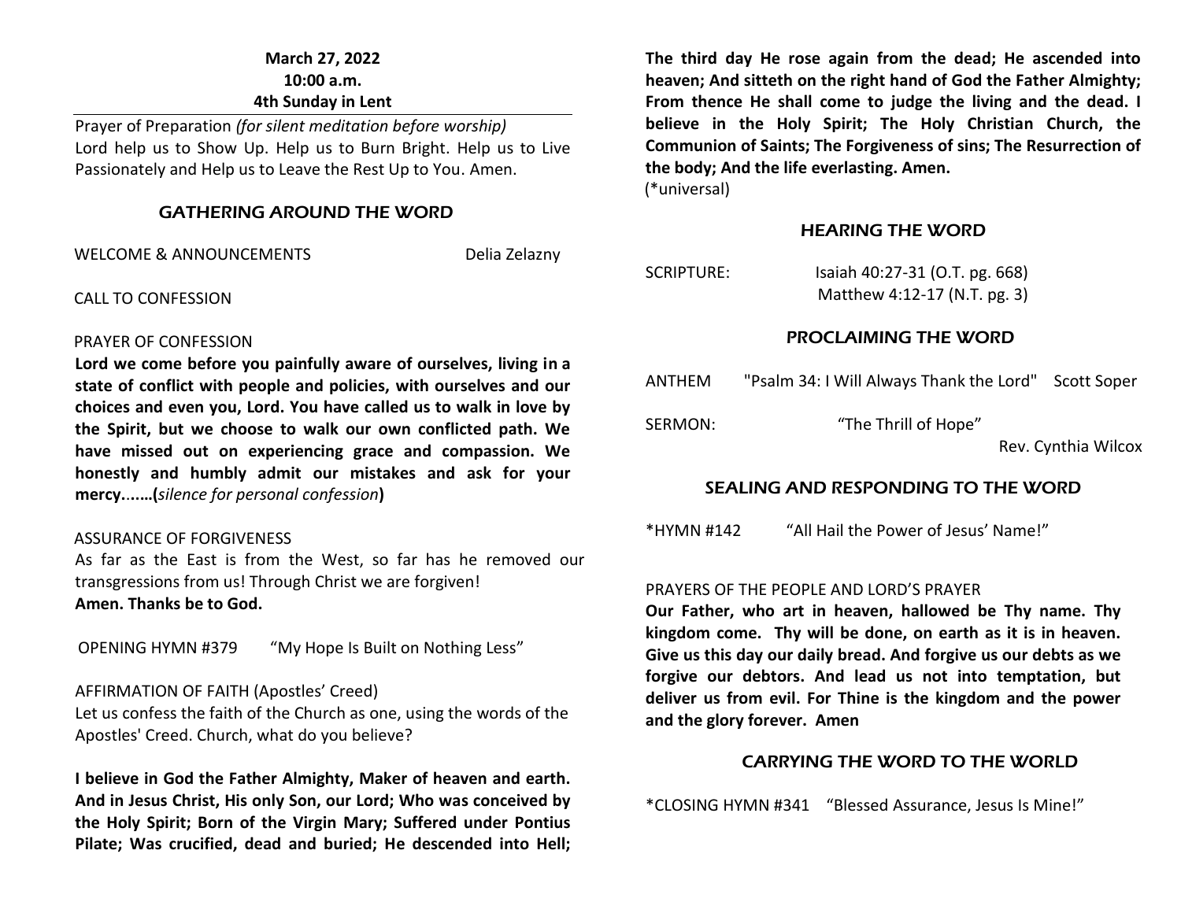**March 27, 2022**
**10:00 a.m.**
**4th Sunday in Lent**

Prayer of Preparation *(for silent meditation before worship)*
Lord help us to Show Up. Help us to Burn Bright. Help us to Live Passionately and Help us to Leave the Rest Up to You. Amen.

## GATHERING AROUND THE WORD

WELCOME & ANNOUNCEMENTS Delia Zelazny

CALL TO CONFESSION

PRAYER OF CONFESSION
**Lord we come before you painfully aware of ourselves, living in a state of conflict with people and policies, with ourselves and our choices and even you, Lord. You have called us to walk in love by the Spirit, but we choose to walk our own conflicted path. We have missed out on experiencing grace and compassion. We honestly and humbly admit our mistakes and ask for your mercy…….(***silence for personal confession***)**

ASSURANCE OF FORGIVENESS
As far as the East is from the West, so far has he removed our transgressions from us! Through Christ we are forgiven!
**Amen. Thanks be to God.**

OPENING HYMN #379 "My Hope Is Built on Nothing Less"

AFFIRMATION OF FAITH (Apostles' Creed)
Let us confess the faith of the Church as one, using the words of the Apostles' Creed. Church, what do you believe?

**I believe in God the Father Almighty, Maker of heaven and earth. And in Jesus Christ, His only Son, our Lord; Who was conceived by the Holy Spirit; Born of the Virgin Mary; Suffered under Pontius Pilate; Was crucified, dead and buried; He descended into Hell; The third day He rose again from the dead; He ascended into heaven; And sitteth on the right hand of God the Father Almighty; From thence He shall come to judge the living and the dead. I believe in the Holy Spirit; The Holy Christian Church, the Communion of Saints; The Forgiveness of sins; The Resurrection of the body; And the life everlasting. Amen.**
(*universal)

## HEARING THE WORD

SCRIPTURE: Isaiah 40:27-31 (O.T. pg. 668)
Matthew 4:12-17 (N.T. pg. 3)

## PROCLAIMING THE WORD

ANTHEM "Psalm 34: I Will Always Thank the Lord" Scott Soper

SERMON: "The Thrill of Hope"
Rev. Cynthia Wilcox

## SEALING AND RESPONDING TO THE WORD

*HYMN #142 "All Hail the Power of Jesus' Name!"

PRAYERS OF THE PEOPLE AND LORD'S PRAYER
**Our Father, who art in heaven, hallowed be Thy name. Thy kingdom come. Thy will be done, on earth as it is in heaven. Give us this day our daily bread. And forgive us our debts as we forgive our debtors. And lead us not into temptation, but deliver us from evil. For Thine is the kingdom and the power and the glory forever. Amen**

## CARRYING THE WORD TO THE WORLD

*CLOSING HYMN #341 "Blessed Assurance, Jesus Is Mine!"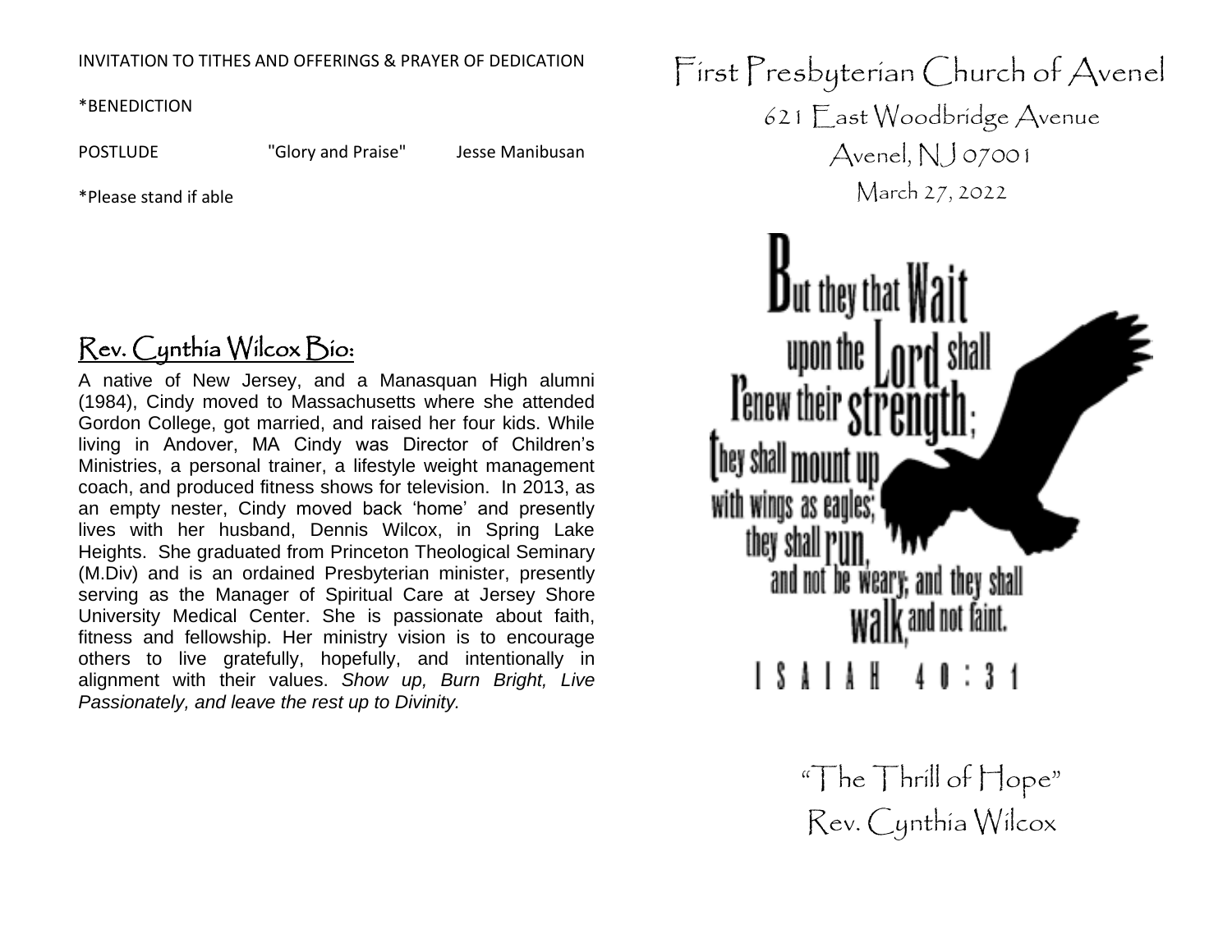INVITATION TO TITHES AND OFFERINGS & PRAYER OF DEDICATION

*BENEDICTION

POSTLUDE "Glory and Praise" Jesse Manibusan

*Please stand if able

## Rev. Cynthia Wilcox Bio:

A native of New Jersey, and a Manasquan High alumni (1984), Cindy moved to Massachusetts where she attended Gordon College, got married, and raised her four kids. While living in Andover, MA Cindy was Director of Children's Ministries, a personal trainer, a lifestyle weight management coach, and produced fitness shows for television. In 2013, as an empty nester, Cindy moved back 'home' and presently lives with her husband, Dennis Wilcox, in Spring Lake Heights. She graduated from Princeton Theological Seminary (M.Div) and is an ordained Presbyterian minister, presently serving as the Manager of Spiritual Care at Jersey Shore University Medical Center. She is passionate about faith, fitness and fellowship. Her ministry vision is to encourage others to live gratefully, hopefully, and intentionally in alignment with their values. *Show up, Burn Bright, Live Passionately, and leave the rest up to Divinity.*

# First Presbyterian Church of Avenel

621 East Woodbridge Avenue

Avenel, NJ 07001

March 27, 2022

But they that Wait upon the Lord shall renew their strength; they shall mount up with wings as eagles; they shall run, and not be weary; and they shall walk, and not faint.

ISAIAH 40:31

"The Thrill of Hope"

Rev. Cynthia Wilcox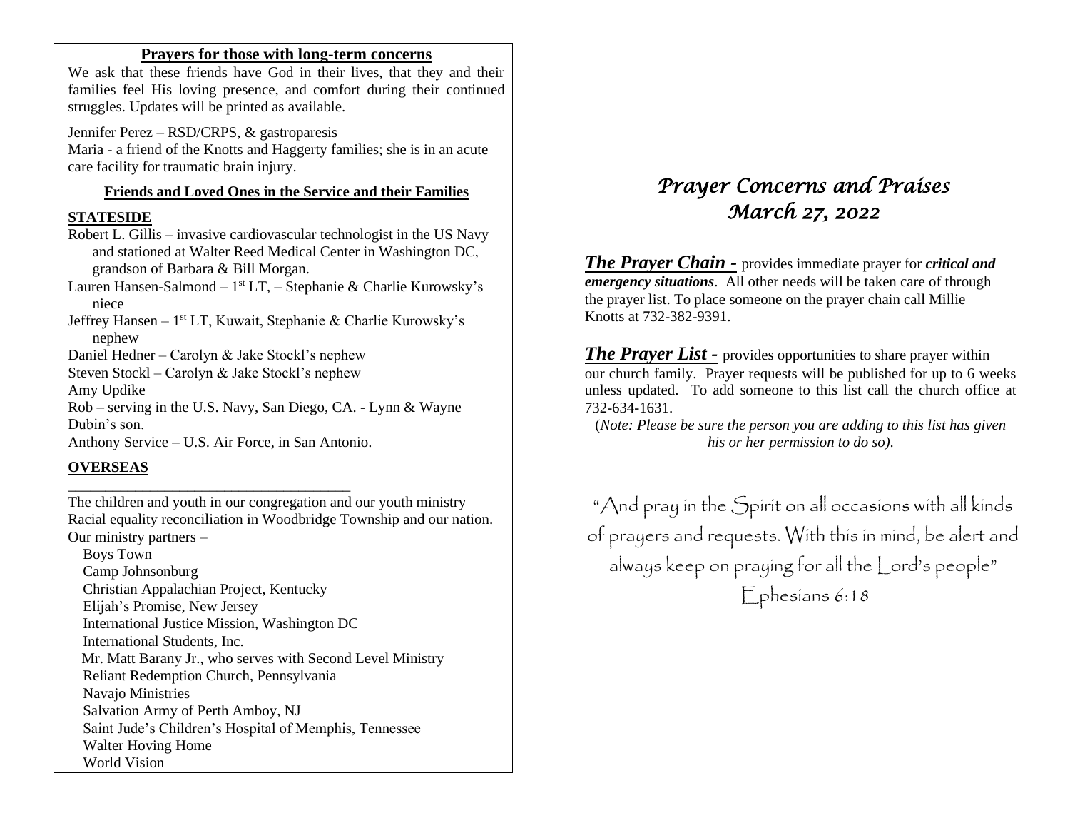**Prayers for those with long-term concerns**

We ask that these friends have God in their lives, that they and their families feel His loving presence, and comfort during their continued struggles. Updates will be printed as available.

Jennifer Perez – RSD/CRPS, & gastroparesis
Maria - a friend of the Knotts and Haggerty families; she is in an acute care facility for traumatic brain injury.

**Friends and Loved Ones in the Service and their Families**

**STATESIDE**

Robert L. Gillis – invasive cardiovascular technologist in the US Navy and stationed at Walter Reed Medical Center in Washington DC, grandson of Barbara & Bill Morgan.
Lauren Hansen-Salmond – 1st LT, – Stephanie & Charlie Kurowsky's niece
Jeffrey Hansen – 1st LT, Kuwait, Stephanie & Charlie Kurowsky's nephew
Daniel Hedner – Carolyn & Jake Stockl's nephew
Steven Stockl – Carolyn & Jake Stockl's nephew
Amy Updike
Rob – serving in the U.S. Navy, San Diego, CA. - Lynn & Wayne Dubin's son.
Anthony Service – U.S. Air Force, in San Antonio.

**OVERSEAS**

---

The children and youth in our congregation and our youth ministry
Racial equality reconciliation in Woodbridge Township and our nation.
Our ministry partners –

- Boys Town
- Camp Johnsonburg
- Christian Appalachian Project, Kentucky
- Elijah's Promise, New Jersey
- International Justice Mission, Washington DC
- International Students, Inc.
- Mr. Matt Barany Jr., who serves with Second Level Ministry
- Reliant Redemption Church, Pennsylvania
- Navajo Ministries
- Salvation Army of Perth Amboy, NJ
- Saint Jude's Children's Hospital of Memphis, Tennessee
- Walter Hoving Home
- World Vision

# *Prayer Concerns and Praises*
## *March 27, 2022*

***The Prayer Chain -*** provides immediate prayer for ***critical and emergency situations***. All other needs will be taken care of through the prayer list. To place someone on the prayer chain call Millie Knotts at 732-382-9391.

***The Prayer List -*** provides opportunities to share prayer within our church family. Prayer requests will be published for up to 6 weeks unless updated. To add someone to this list call the church office at 732-634-1631.

(*Note: Please be sure the person you are adding to this list has given his or her permission to do so).*

"And pray in the Spirit on all occasions with all kinds of prayers and requests. With this in mind, be alert and always keep on praying for all the Lord's people"
Ephesians 6:18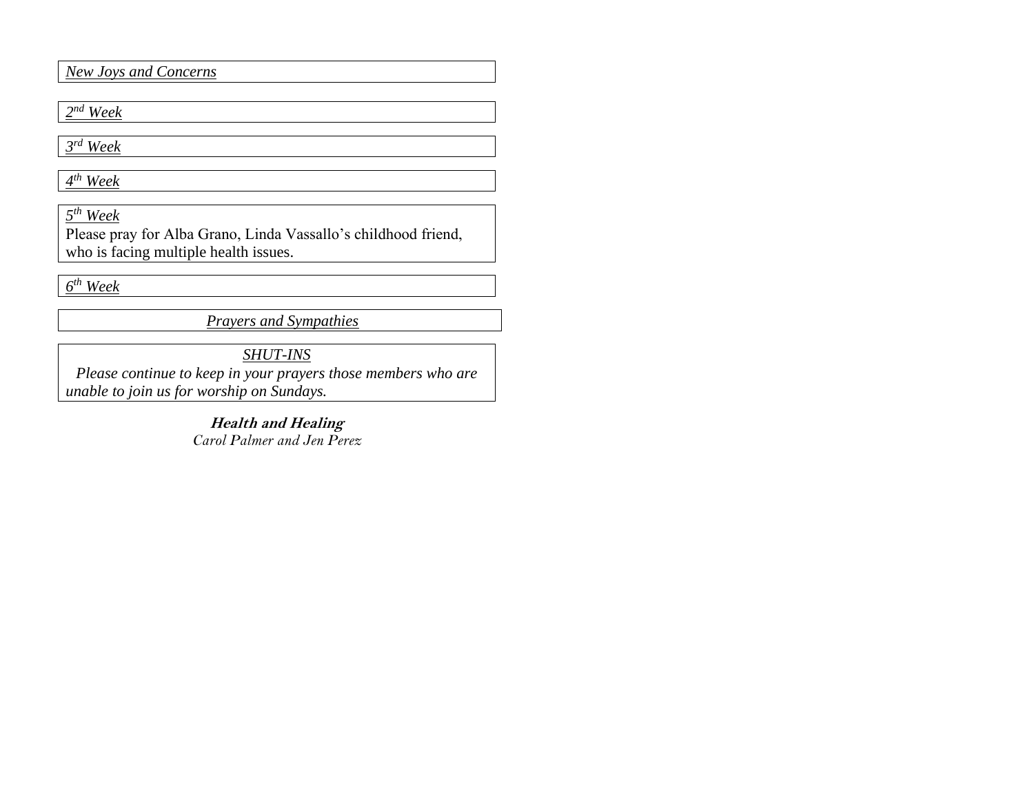*New Joys and Concerns*

*2nd Week*

*3rd Week*

*4th Week*

*5th Week*

Please pray for Alba Grano, Linda Vassallo's childhood friend, who is facing multiple health issues.

*6th Week*

*Prayers and Sympathies*

*SHUT-INS*

*Please continue to keep in your prayers those members who are unable to join us for worship on Sundays.*

***Health and Healing***

*Carol Palmer and Jen Perez*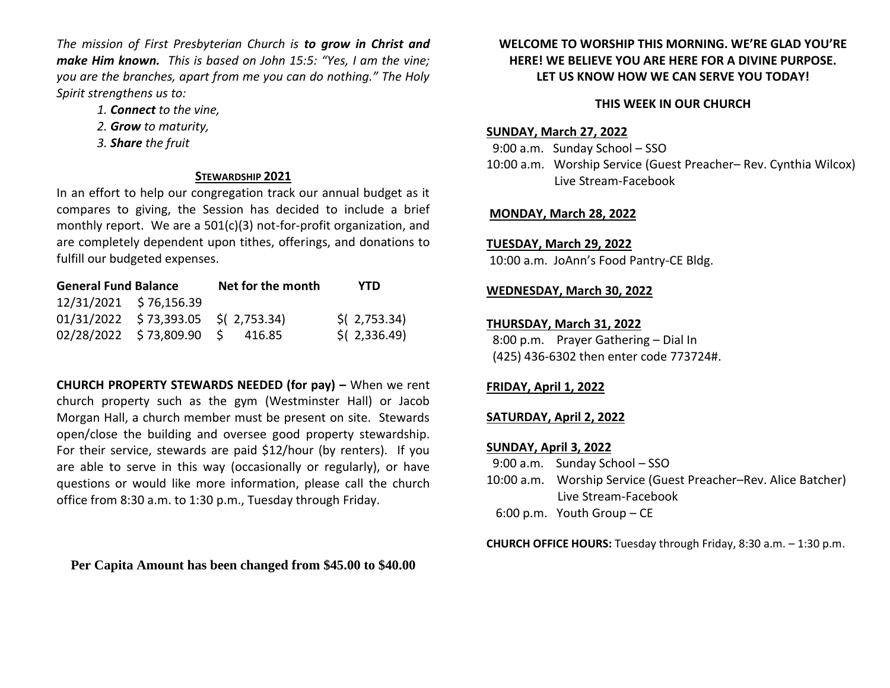*The mission of First Presbyterian Church is **to grow in Christ and make Him known.** This is based on John 15:5: "Yes, I am the vine; you are the branches, apart from me you can do nothing." The Holy Spirit strengthens us to:*

1. ***Connect** to the vine,*
2. ***Grow** to maturity,*
3. ***Share** the fruit*

## STEWARDSHIP 2021

In an effort to help our congregation track our annual budget as it compares to giving, the Session has decided to include a brief monthly report. We are a 501(c)(3) not-for-profit organization, and are completely dependent upon tithes, offerings, and donations to fulfill our budgeted expenses.

| General Fund Balance | | Net for the month | YTD |
|---|---|---|---|
| 12/31/2021 | $ 76,156.39 | | |
| 01/31/2022 | $ 73,393.05 | $( 2,753.34) | $( 2,753.34) |
| 02/28/2022 | $ 73,809.90 | $ 416.85 | $( 2,336.49) |

**CHURCH PROPERTY STEWARDS NEEDED (for pay) –** When we rent church property such as the gym (Westminster Hall) or Jacob Morgan Hall, a church member must be present on site. Stewards open/close the building and oversee good property stewardship. For their service, stewards are paid $12/hour (by renters). If you are able to serve in this way (occasionally or regularly), or have questions or would like more information, please call the church office from 8:30 a.m. to 1:30 p.m., Tuesday through Friday.

**Per Capita Amount has been changed from $45.00 to $40.00**

**WELCOME TO WORSHIP THIS MORNING. WE'RE GLAD YOU'RE HERE! WE BELIEVE YOU ARE HERE FOR A DIVINE PURPOSE. LET US KNOW HOW WE CAN SERVE YOU TODAY!**

## THIS WEEK IN OUR CHURCH

**SUNDAY, March 27, 2022**

9:00 a.m. Sunday School – SSO
10:00 a.m. Worship Service (Guest Preacher– Rev. Cynthia Wilcox)
Live Stream-Facebook

**MONDAY, March 28, 2022**

**TUESDAY, March 29, 2022**

10:00 a.m. JoAnn's Food Pantry-CE Bldg.

**WEDNESDAY, March 30, 2022**

**THURSDAY, March 31, 2022**

8:00 p.m. Prayer Gathering – Dial In
(425) 436-6302 then enter code 773724#.

**FRIDAY, April 1, 2022**

**SATURDAY, April 2, 2022**

**SUNDAY, April 3, 2022**

9:00 a.m. Sunday School – SSO
10:00 a.m. Worship Service (Guest Preacher–Rev. Alice Batcher)
Live Stream-Facebook
6:00 p.m. Youth Group – CE

**CHURCH OFFICE HOURS:** Tuesday through Friday, 8:30 a.m. – 1:30 p.m.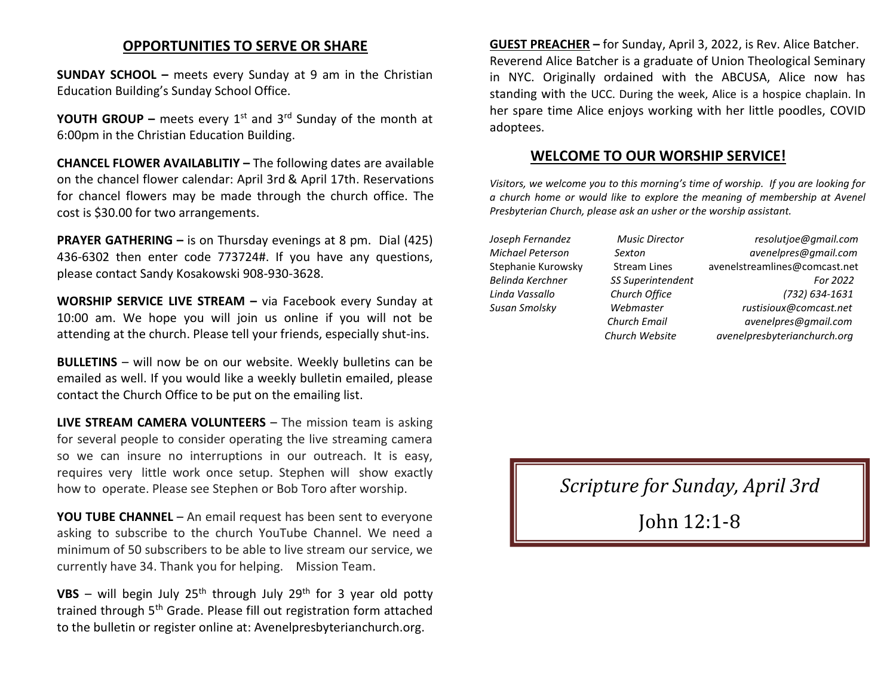## OPPORTUNITIES TO SERVE OR SHARE

**SUNDAY SCHOOL –** meets every Sunday at 9 am in the Christian Education Building's Sunday School Office.

**YOUTH GROUP –** meets every 1st and 3rd Sunday of the month at 6:00pm in the Christian Education Building.

**CHANCEL FLOWER AVAILABLITIY –** The following dates are available on the chancel flower calendar: April 3rd & April 17th. Reservations for chancel flowers may be made through the church office. The cost is $30.00 for two arrangements.

**PRAYER GATHERING –** is on Thursday evenings at 8 pm. Dial (425) 436-6302 then enter code 773724#. If you have any questions, please contact Sandy Kosakowski 908-930-3628.

**WORSHIP SERVICE LIVE STREAM –** via Facebook every Sunday at 10:00 am. We hope you will join us online if you will not be attending at the church. Please tell your friends, especially shut-ins.

**BULLETINS** – will now be on our website. Weekly bulletins can be emailed as well. If you would like a weekly bulletin emailed, please contact the Church Office to be put on the emailing list.

**LIVE STREAM CAMERA VOLUNTEERS** – The mission team is asking for several people to consider operating the live streaming camera so we can insure no interruptions in our outreach. It is easy, requires very little work once setup. Stephen will show exactly how to operate. Please see Stephen or Bob Toro after worship.

**YOU TUBE CHANNEL** – An email request has been sent to everyone asking to subscribe to the church YouTube Channel. We need a minimum of 50 subscribers to be able to live stream our service, we currently have 34. Thank you for helping. Mission Team.

**VBS** – will begin July 25th through July 29th for 3 year old potty trained through 5th Grade. Please fill out registration form attached to the bulletin or register online at: Avenelpresbyterianchurch.org.

**GUEST PREACHER –** for Sunday, April 3, 2022, is Rev. Alice Batcher. Reverend Alice Batcher is a graduate of Union Theological Seminary in NYC. Originally ordained with the ABCUSA, Alice now has standing with the UCC. During the week, Alice is a hospice chaplain. In her spare time Alice enjoys working with her little poodles, COVID adoptees.

## WELCOME TO OUR WORSHIP SERVICE!

*Visitors, we welcome you to this morning's time of worship. If you are looking for a church home or would like to explore the meaning of membership at Avenel Presbyterian Church, please ask an usher or the worship assistant.*

| | | |
|---|---|---|
| *Joseph Fernandez* | *Music Director* | *resolutjoe@gmail.com* |
| *Michael Peterson* | *Sexton* | *avenelpres@gmail.com* |
| Stephanie Kurowsky | Stream Lines | avenelstreamlines@comcast.net |
| *Belinda Kerchner* | *SS Superintendent* | *For 2022* |
| *Linda Vassallo* | *Church Office* | *(732) 634-1631* |
| *Susan Smolsky* | *Webmaster* | *rustisioux@comcast.net* |
| | *Church Email* | *avenelpres@gmail.com* |
| | *Church Website* | *avenelpresbyterianchurch.org* |

*Scripture for Sunday, April 3rd*

John 12:1-8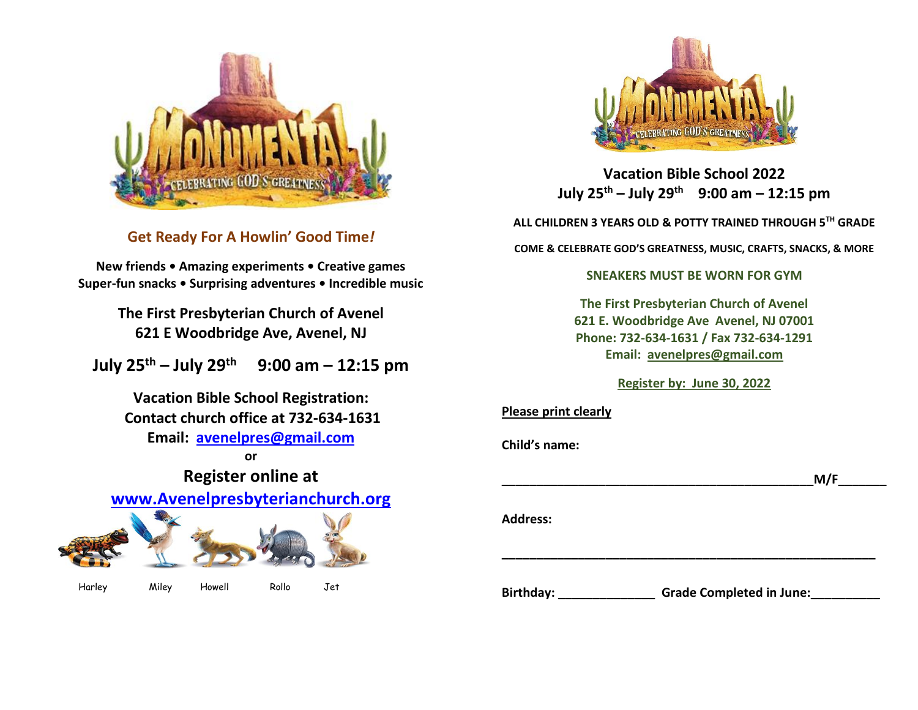MONUMENTAL

CELEBRATING GOD'S GREATNESS

## Get Ready For A Howlin' Good Time!

**New friends • Amazing experiments • Creative games**
**Super-fun snacks • Surprising adventures • Incredible music**

**The First Presbyterian Church of Avenel**
**621 E Woodbridge Ave, Avenel, NJ**

**July 25th – July 29th 9:00 am – 12:15 pm**

**Vacation Bible School Registration:**
**Contact church office at 732-634-1631**
**Email: avenelpres@gmail.com**

**or**

**Register online at**
**www.Avenelpresbyterianchurch.org**

Harley Miley Howell Rollo Jet

MONUMENTAL

CELEBRATING GOD'S GREATNESS

## Vacation Bible School 2022

**July 25th – July 29th 9:00 am – 12:15 pm**

**ALL CHILDREN 3 YEARS OLD & POTTY TRAINED THROUGH 5TH GRADE**

**COME & CELEBRATE GOD'S GREATNESS, MUSIC, CRAFTS, SNACKS, & MORE**

**SNEAKERS MUST BE WORN FOR GYM**

**The First Presbyterian Church of Avenel**
**621 E. Woodbridge Ave Avenel, NJ 07001**
**Phone: 732-634-1631 / Fax 732-634-1291**
**Email: avenelpres@gmail.com**

**Register by: June 30, 2022**

**Please print clearly**

**Child's name:**

______________________________________________M/F_______

**Address:**

_________________________________________________________

**Birthday:** ______________ **Grade Completed in June:**__________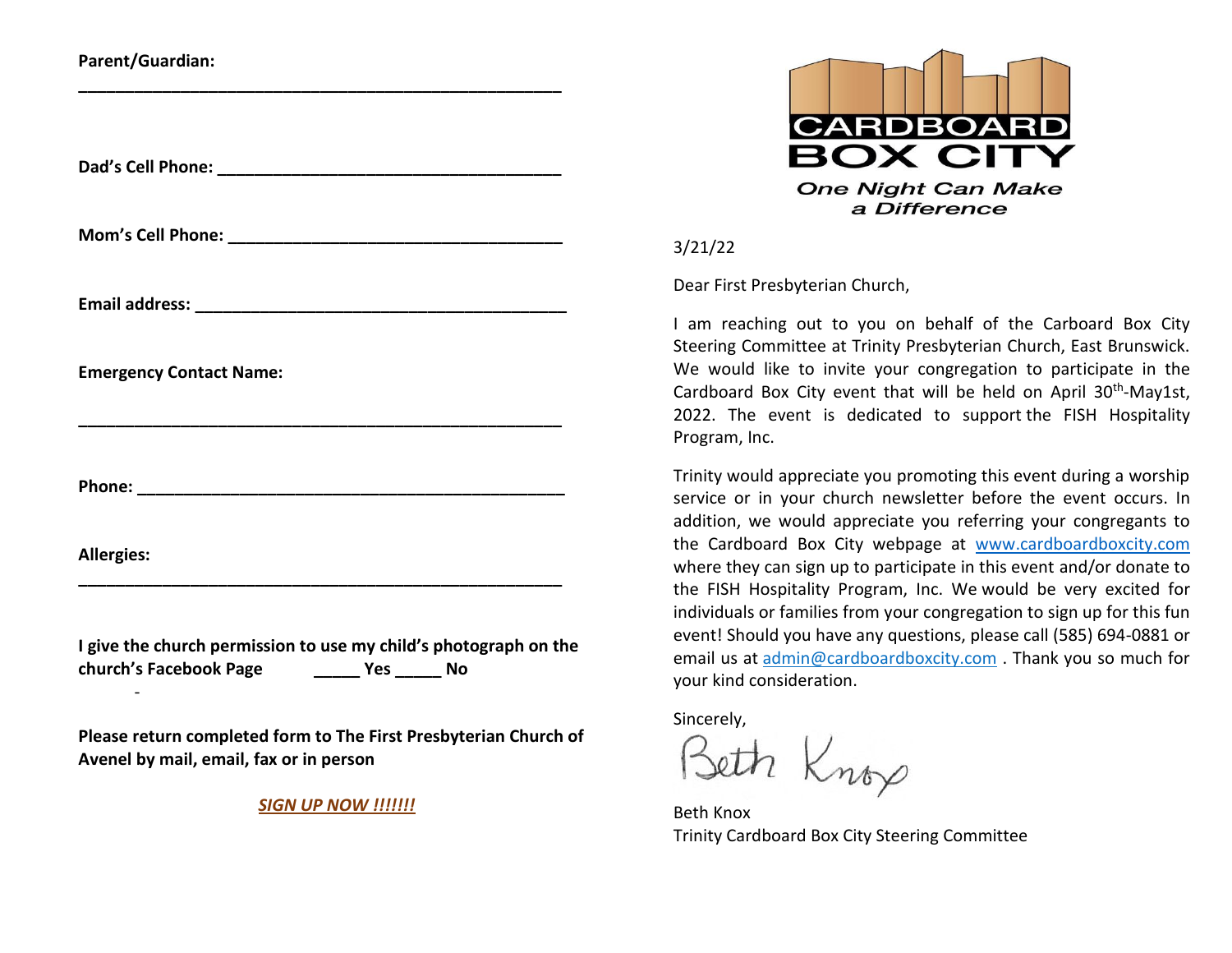**Parent/Guardian:**

______________________________________________

**Dad's Cell Phone:** ______________________________

**Mom's Cell Phone:** ______________________________

**Email address:** _________________________________

**Emergency Contact Name:**

______________________________________________

**Phone:** ______________________________________

**Allergies:**

______________________________________________

**I give the church permission to use my child's photograph on the church's Facebook Page** _____ **Yes** _____ **No**

-

**Please return completed form to The First Presbyterian Church of Avenel by mail, email, fax or in person**

***SIGN UP NOW !!!!!!!***

CARDBOARD BOX CITY

*One Night Can Make a Difference*

3/21/22

Dear First Presbyterian Church,

I am reaching out to you on behalf of the Carboard Box City Steering Committee at Trinity Presbyterian Church, East Brunswick. We would like to invite your congregation to participate in the Cardboard Box City event that will be held on April 30th-May1st, 2022. The event is dedicated to support the FISH Hospitality Program, Inc.

Trinity would appreciate you promoting this event during a worship service or in your church newsletter before the event occurs. In addition, we would appreciate you referring your congregants to the Cardboard Box City webpage at www.cardboardboxcity.com where they can sign up to participate in this event and/or donate to the FISH Hospitality Program, Inc. We would be very excited for individuals or families from your congregation to sign up for this fun event! Should you have any questions, please call (585) 694-0881 or email us at admin@cardboardboxcity.com . Thank you so much for your kind consideration.

Sincerely,

Beth Knox

Beth Knox
Trinity Cardboard Box City Steering Committee